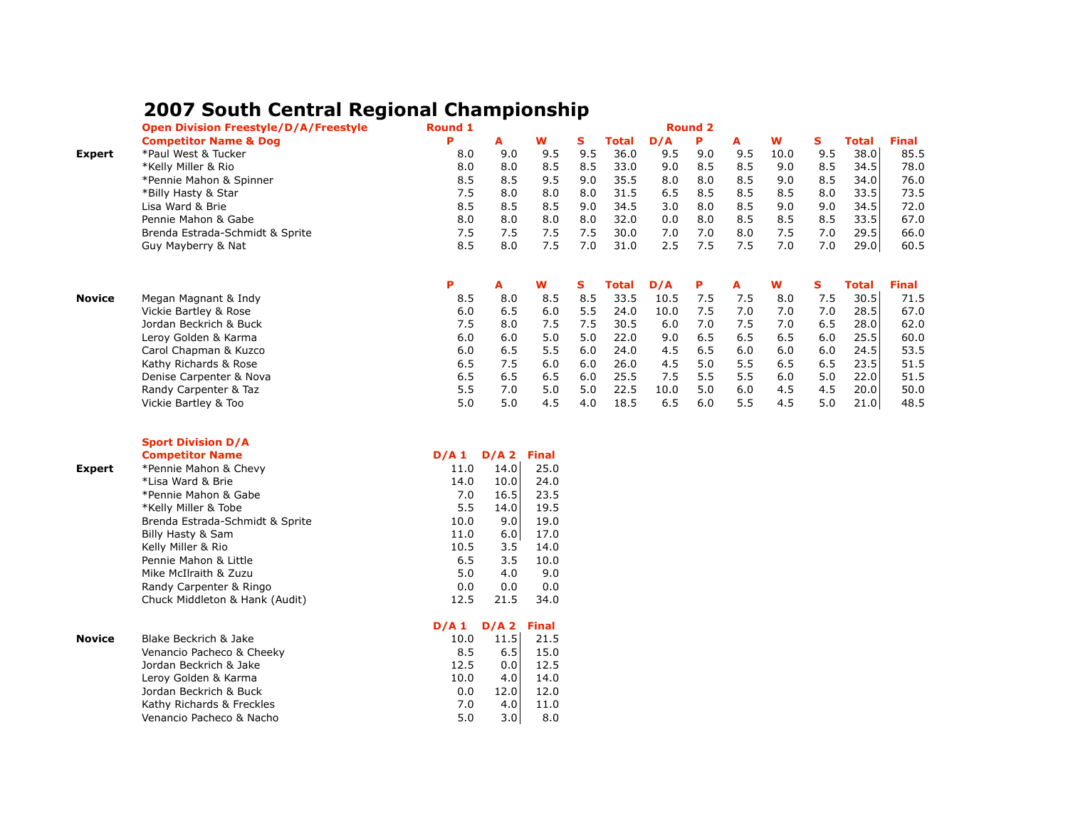# 2007 South Central Regional Championship

## Open Division Freestyle/D/A/Freestyle

| | Competitor Name & Dog | Round 1 | | | | | Round 2 | | | | | | |
|---|---|---|---|---|---|---|---|---|---|---|---|---|---|
| | | P | A | W | S | Total | D/A | P | A | W | S | Total | Final |
| Expert | *Paul West & Tucker | 8.0 | 9.0 | 9.5 | 9.5 | 36.0 | 9.5 | 9.0 | 9.5 | 10.0 | 9.5 | 38.0 | 85.5 |
| | *Kelly Miller & Rio | 8.0 | 8.0 | 8.5 | 8.5 | 33.0 | 9.0 | 8.5 | 8.5 | 9.0 | 8.5 | 34.5 | 78.0 |
| | *Pennie Mahon & Spinner | 8.5 | 8.5 | 9.5 | 9.0 | 35.5 | 8.0 | 8.0 | 8.5 | 9.0 | 8.5 | 34.0 | 76.0 |
| | *Billy Hasty & Star | 7.5 | 8.0 | 8.0 | 8.0 | 31.5 | 6.5 | 8.5 | 8.5 | 8.5 | 8.0 | 33.5 | 73.5 |
| | Lisa Ward & Brie | 8.5 | 8.5 | 8.5 | 9.0 | 34.5 | 3.0 | 8.0 | 8.5 | 9.0 | 9.0 | 34.5 | 72.0 |
| | Pennie Mahon & Gabe | 8.0 | 8.0 | 8.0 | 8.0 | 32.0 | 0.0 | 8.0 | 8.5 | 8.5 | 8.5 | 33.5 | 67.0 |
| | Brenda Estrada-Schmidt & Sprite | 7.5 | 7.5 | 7.5 | 7.5 | 30.0 | 7.0 | 7.0 | 8.0 | 7.5 | 7.0 | 29.5 | 66.0 |
| | Guy Mayberry & Nat | 8.5 | 8.0 | 7.5 | 7.0 | 31.0 | 2.5 | 7.5 | 7.5 | 7.0 | 7.0 | 29.0 | 60.5 |

| | | P | A | W | S | Total | D/A | P | A | W | S | Total | Final |
|---|---|---|---|---|---|---|---|---|---|---|---|---|---|
| Novice | Megan Magnant & Indy | 8.5 | 8.0 | 8.5 | 8.5 | 33.5 | 10.5 | 7.5 | 7.5 | 8.0 | 7.5 | 30.5 | 71.5 |
| | Vickie Bartley & Rose | 6.0 | 6.5 | 6.0 | 5.5 | 24.0 | 10.0 | 7.5 | 7.0 | 7.0 | 7.0 | 28.5 | 67.0 |
| | Jordan Beckrich & Buck | 7.5 | 8.0 | 7.5 | 7.5 | 30.5 | 6.0 | 7.0 | 7.5 | 7.0 | 6.5 | 28.0 | 62.0 |
| | Leroy Golden & Karma | 6.0 | 6.0 | 5.0 | 5.0 | 22.0 | 9.0 | 6.5 | 6.5 | 6.5 | 6.0 | 25.5 | 60.0 |
| | Carol Chapman & Kuzco | 6.0 | 6.5 | 5.5 | 6.0 | 24.0 | 4.5 | 6.5 | 6.0 | 6.0 | 6.0 | 24.5 | 53.5 |
| | Kathy Richards & Rose | 6.5 | 7.5 | 6.0 | 6.0 | 26.0 | 4.5 | 5.0 | 5.5 | 6.5 | 6.5 | 23.5 | 51.5 |
| | Denise Carpenter & Nova | 6.5 | 6.5 | 6.5 | 6.0 | 25.5 | 7.5 | 5.5 | 5.5 | 6.0 | 5.0 | 22.0 | 51.5 |
| | Randy Carpenter & Taz | 5.5 | 7.0 | 5.0 | 5.0 | 22.5 | 10.0 | 5.0 | 6.0 | 4.5 | 4.5 | 20.0 | 50.0 |
| | Vickie Bartley & Too | 5.0 | 5.0 | 4.5 | 4.0 | 18.5 | 6.5 | 6.0 | 5.5 | 4.5 | 5.0 | 21.0 | 48.5 |

## Sport Division D/A

| | Competitor Name | D/A 1 | D/A 2 | Final |
|---|---|---|---|---|
| Expert | *Pennie Mahon & Chevy | 11.0 | 14.0 | 25.0 |
| | *Lisa Ward & Brie | 14.0 | 10.0 | 24.0 |
| | *Pennie Mahon & Gabe | 7.0 | 16.5 | 23.5 |
| | *Kelly Miller & Tobe | 5.5 | 14.0 | 19.5 |
| | Brenda Estrada-Schmidt & Sprite | 10.0 | 9.0 | 19.0 |
| | Billy Hasty & Sam | 11.0 | 6.0 | 17.0 |
| | Kelly Miller & Rio | 10.5 | 3.5 | 14.0 |
| | Pennie Mahon & Little | 6.5 | 3.5 | 10.0 |
| | Mike McIlraith & Zuzu | 5.0 | 4.0 | 9.0 |
| | Randy Carpenter & Ringo | 0.0 | 0.0 | 0.0 |
| | Chuck Middleton & Hank (Audit) | 12.5 | 21.5 | 34.0 |

| | | D/A 1 | D/A 2 | Final |
|---|---|---|---|---|
| Novice | Blake Beckrich & Jake | 10.0 | 11.5 | 21.5 |
| | Venancio Pacheco & Cheeky | 8.5 | 6.5 | 15.0 |
| | Jordan Beckrich & Jake | 12.5 | 0.0 | 12.5 |
| | Leroy Golden & Karma | 10.0 | 4.0 | 14.0 |
| | Jordan Beckrich & Buck | 0.0 | 12.0 | 12.0 |
| | Kathy Richards & Freckles | 7.0 | 4.0 | 11.0 |
| | Venancio Pacheco & Nacho | 5.0 | 3.0 | 8.0 |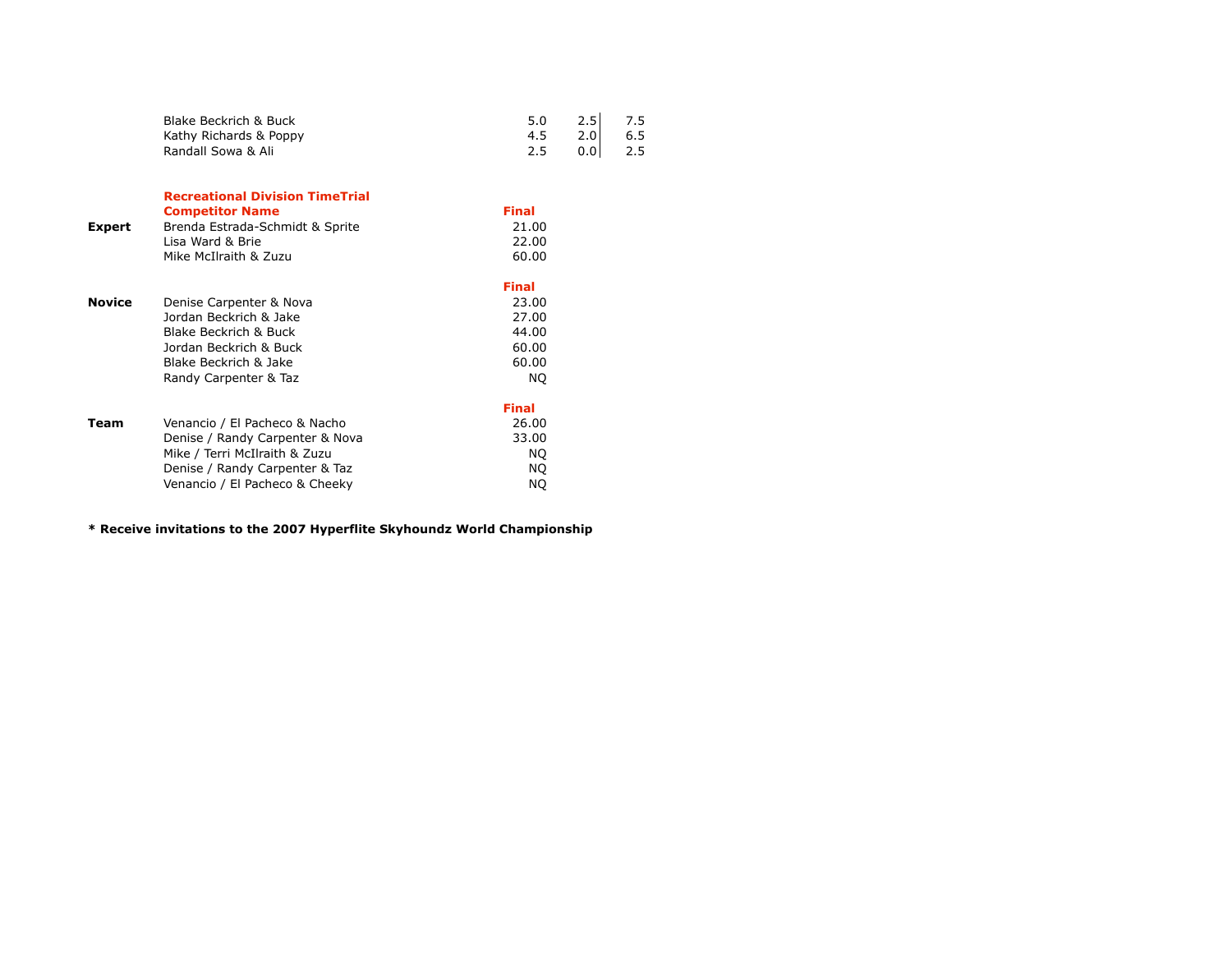| | | | |
|---|---|---|---|
| Blake Beckrich & Buck | 5.0 | 2.5 | 7.5 |
| Kathy Richards & Poppy | 4.5 | 2.0 | 6.5 |
| Randall Sowa & Ali | 2.5 | 0.0 | 2.5 |

**Recreational Division TimeTrial**

| | Competitor Name | Final |
|---|---|---|
| **Expert** | Brenda Estrada-Schmidt & Sprite | 21.00 |
| | Lisa Ward & Brie | 22.00 |
| | Mike McIlraith & Zuzu | 60.00 |

| | | Final |
|---|---|---|
| **Novice** | Denise Carpenter & Nova | 23.00 |
| | Jordan Beckrich & Jake | 27.00 |
| | Blake Beckrich & Buck | 44.00 |
| | Jordan Beckrich & Buck | 60.00 |
| | Blake Beckrich & Jake | 60.00 |
| | Randy Carpenter & Taz | NQ |

| | | Final |
|---|---|---|
| **Team** | Venancio / El Pacheco & Nacho | 26.00 |
| | Denise / Randy Carpenter & Nova | 33.00 |
| | Mike / Terri McIlraith & Zuzu | NQ |
| | Denise / Randy Carpenter & Taz | NQ |
| | Venancio / El Pacheco & Cheeky | NQ |

**\* Receive invitations to the 2007 Hyperflite Skyhoundz World Championship**